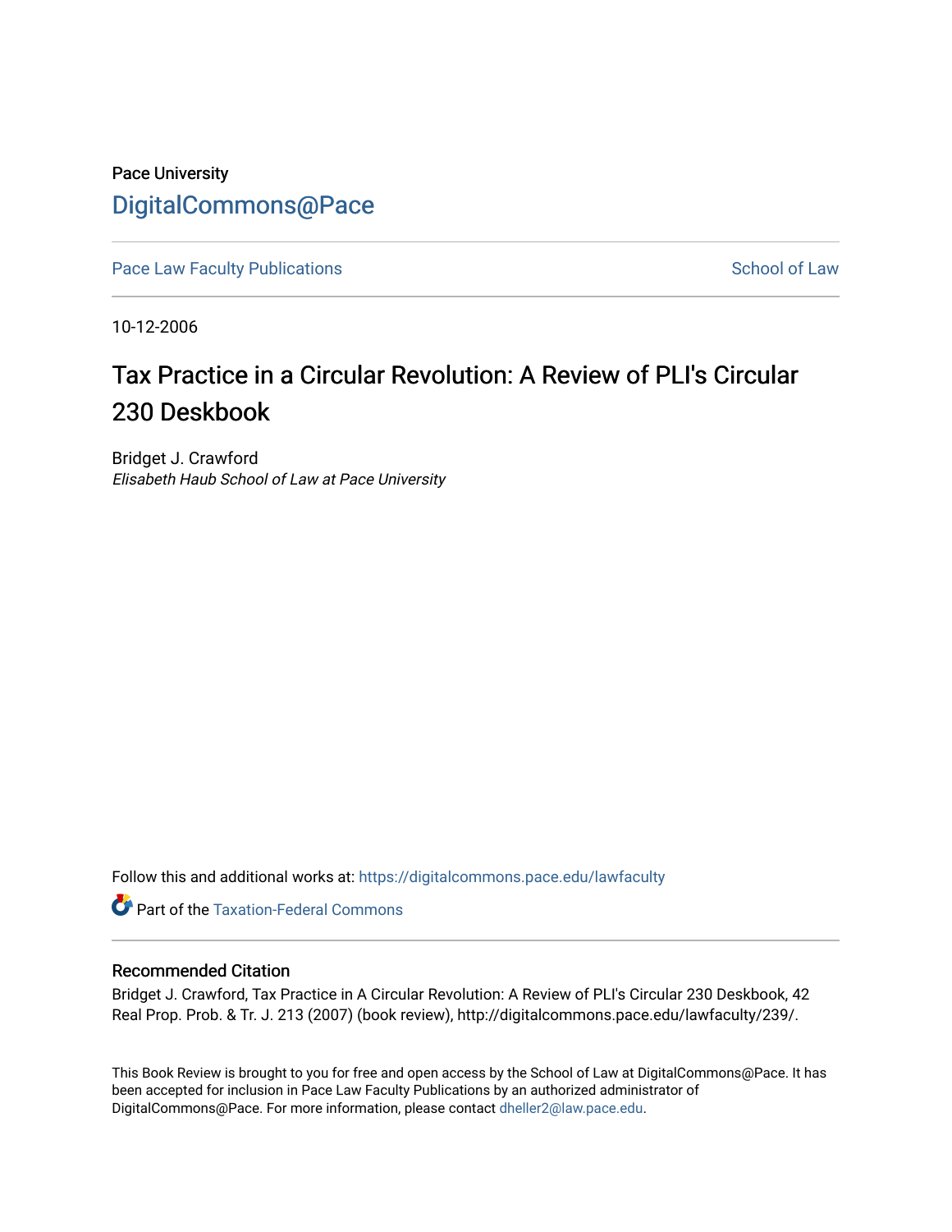Pace University

DigitalCommons@Pace

Pace Law Faculty Publications | School of Law

10-12-2006

# Tax Practice in a Circular Revolution: A Review of PLI's Circular 230 Deskbook

Bridget J. Crawford

*Elisabeth Haub School of Law at Pace University*

Follow this and additional works at: https://digitalcommons.pace.edu/lawfaculty

Part of the Taxation-Federal Commons

## Recommended Citation

Bridget J. Crawford, Tax Practice in A Circular Revolution: A Review of PLI's Circular 230 Deskbook, 42 Real Prop. Prob. & Tr. J. 213 (2007) (book review), http://digitalcommons.pace.edu/lawfaculty/239/.

This Book Review is brought to you for free and open access by the School of Law at DigitalCommons@Pace. It has been accepted for inclusion in Pace Law Faculty Publications by an authorized administrator of DigitalCommons@Pace. For more information, please contact dheller2@law.pace.edu.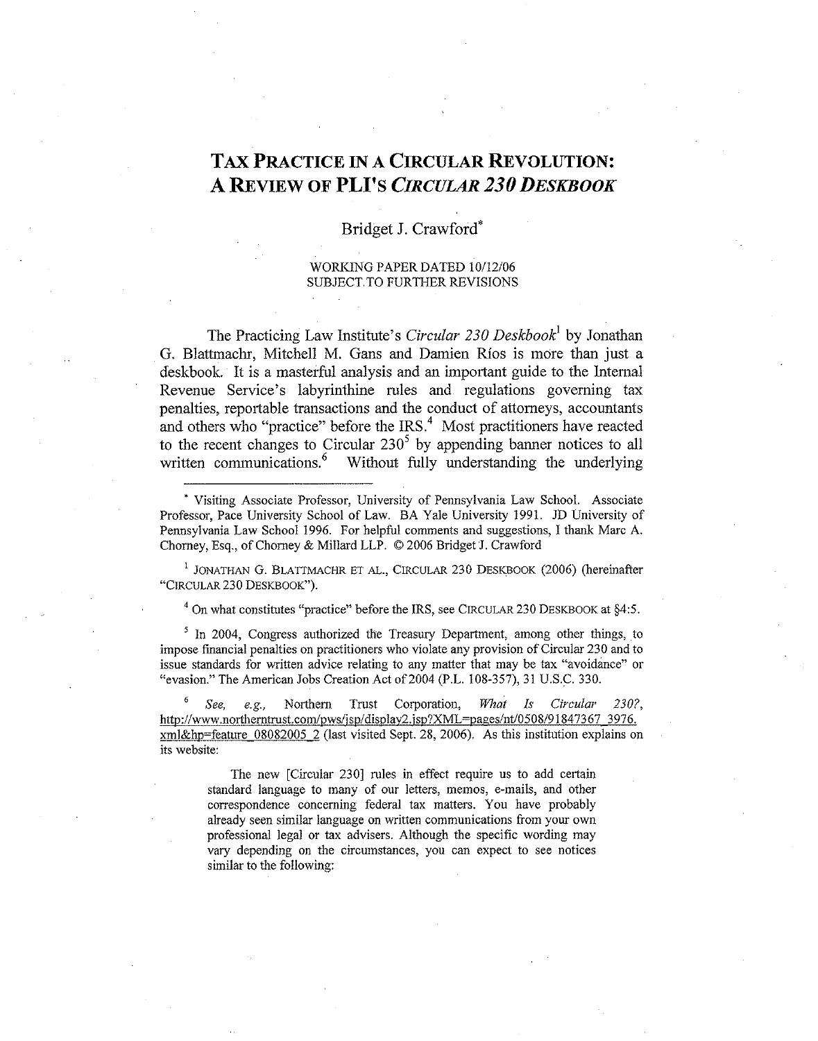# TAX PRACTICE IN A CIRCULAR REVOLUTION: A REVIEW OF PLI'S *CIRCULAR 230 DESKBOOK*

Bridget J. Crawford*

WORKING PAPER DATED 10/12/06
SUBJECT TO FURTHER REVISIONS

The Practicing Law Institute's *Circular 230 Deskbook*[1] by Jonathan G. Blattmachr, Mitchell M. Gans and Damien Ríos is more than just a deskbook. It is a masterful analysis and an important guide to the Internal Revenue Service's labyrinthine rules and regulations governing tax penalties, reportable transactions and the conduct of attorneys, accountants and others who "practice" before the IRS.[4] Most practitioners have reacted to the recent changes to Circular 230[5] by appending banner notices to all written communications.[6] Without fully understanding the underlying

---

\* Visiting Associate Professor, University of Pennsylvania Law School. Associate Professor, Pace University School of Law. BA Yale University 1991. JD University of Pennsylvania Law School 1996. For helpful comments and suggestions, I thank Marc A. Chorney, Esq., of Chorney & Millard LLP. © 2006 Bridget J. Crawford

[1] JONATHAN G. BLATTMACHR ET AL., CIRCULAR 230 DESKBOOK (2006) (hereinafter "CIRCULAR 230 DESKBOOK").

[4] On what constitutes "practice" before the IRS, see CIRCULAR 230 DESKBOOK at §4:5.

[5] In 2004, Congress authorized the Treasury Department, among other things, to impose financial penalties on practitioners who violate any provision of Circular 230 and to issue standards for written advice relating to any matter that may be tax "avoidance" or "evasion." The American Jobs Creation Act of 2004 (P.L. 108-357), 31 U.S.C. 330.

[6] *See, e.g.*, Northern Trust Corporation, *What Is Circular 230?*, http://www.northerntrust.com/pws/jsp/display2.jsp?XML=pages/nt/0508/91847367_3976.xml&hp=feature_08082005_2 (last visited Sept. 28, 2006). As this institution explains on its website:

> The new [Circular 230] rules in effect require us to add certain standard language to many of our letters, memos, e-mails, and other correspondence concerning federal tax matters. You have probably already seen similar language on written communications from your own professional legal or tax advisers. Although the specific wording may vary depending on the circumstances, you can expect to see notices similar to the following: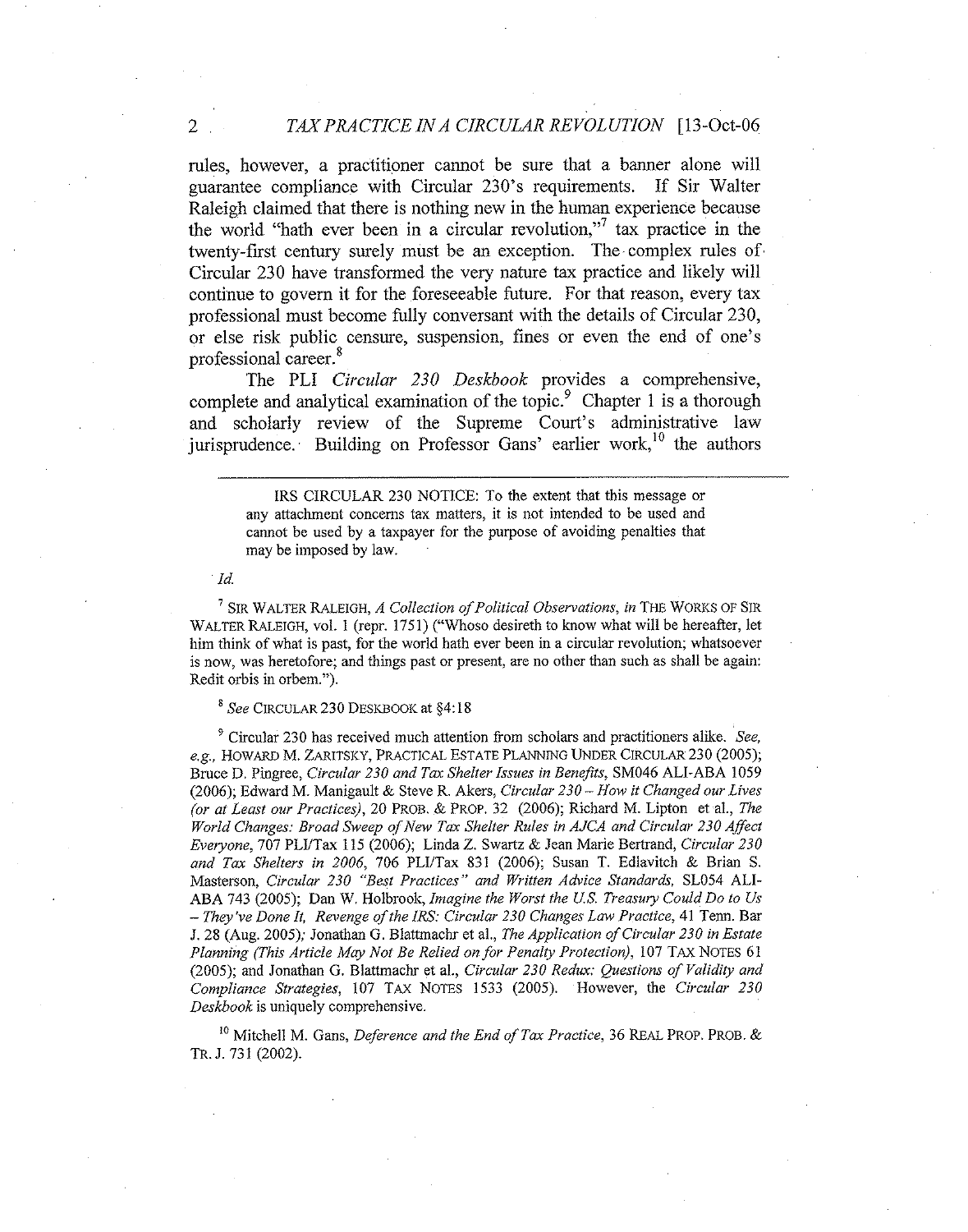rules, however, a practitioner cannot be sure that a banner alone will guarantee compliance with Circular 230's requirements. If Sir Walter Raleigh claimed that there is nothing new in the human experience because the world "hath ever been in a circular revolution,"[7] tax practice in the twenty-first century surely must be an exception. The complex rules of Circular 230 have transformed the very nature tax practice and likely will continue to govern it for the foreseeable future. For that reason, every tax professional must become fully conversant with the details of Circular 230, or else risk public censure, suspension, fines or even the end of one's professional career.[8]

The PLI *Circular 230 Deskbook* provides a comprehensive, complete and analytical examination of the topic.[9] Chapter 1 is a thorough and scholarly review of the Supreme Court's administrative law jurisprudence. Building on Professor Gans' earlier work,[10] the authors

---

> IRS CIRCULAR 230 NOTICE: To the extent that this message or any attachment concerns tax matters, it is not intended to be used and cannot be used by a taxpayer for the purpose of avoiding penalties that may be imposed by law.

*Id.*

[7] SIR WALTER RALEIGH, *A Collection of Political Observations*, *in* THE WORKS OF SIR WALTER RALEIGH, vol. 1 (repr. 1751) ("Whoso desireth to know what will be hereafter, let him think of what is past, for the world hath ever been in a circular revolution; whatsoever is now, was heretofore; and things past or present, are no other than such as shall be again: Redit orbis in orbem.").

[8] *See* CIRCULAR 230 DESKBOOK at §4:18

[9] Circular 230 has received much attention from scholars and practitioners alike. *See, e.g.*, HOWARD M. ZARITSKY, PRACTICAL ESTATE PLANNING UNDER CIRCULAR 230 (2005); Bruce D. Pingree, *Circular 230 and Tax Shelter Issues in Benefits*, SM046 ALI-ABA 1059 (2006); Edward M. Manigault & Steve R. Akers, *Circular 230 – How it Changed our Lives (or at Least our Practices)*, 20 PROB. & PROP. 32 (2006); Richard M. Lipton et al., *The World Changes: Broad Sweep of New Tax Shelter Rules in AJCA and Circular 230 Affect Everyone*, 707 PLI/Tax 115 (2006); Linda Z. Swartz & Jean Marie Bertrand, *Circular 230 and Tax Shelters in 2006*, 706 PLI/Tax 831 (2006); Susan T. Edlavitch & Brian S. Masterson, *Circular 230 "Best Practices" and Written Advice Standards*, SL054 ALI-ABA 743 (2005); Dan W. Holbrook, *Imagine the Worst the U.S. Treasury Could Do to Us – They've Done It, Revenge of the IRS: Circular 230 Changes Law Practice*, 41 Tenn. Bar J. 28 (Aug. 2005); Jonathan G. Blattmachr et al., *The Application of Circular 230 in Estate Planning (This Article May Not Be Relied on for Penalty Protection)*, 107 TAX NOTES 61 (2005); and Jonathan G. Blattmachr et al., *Circular 230 Redux: Questions of Validity and Compliance Strategies*, 107 TAX NOTES 1533 (2005). However, the *Circular 230 Deskbook* is uniquely comprehensive.

[10] Mitchell M. Gans, *Deference and the End of Tax Practice*, 36 REAL PROP. PROB. & TR. J. 731 (2002).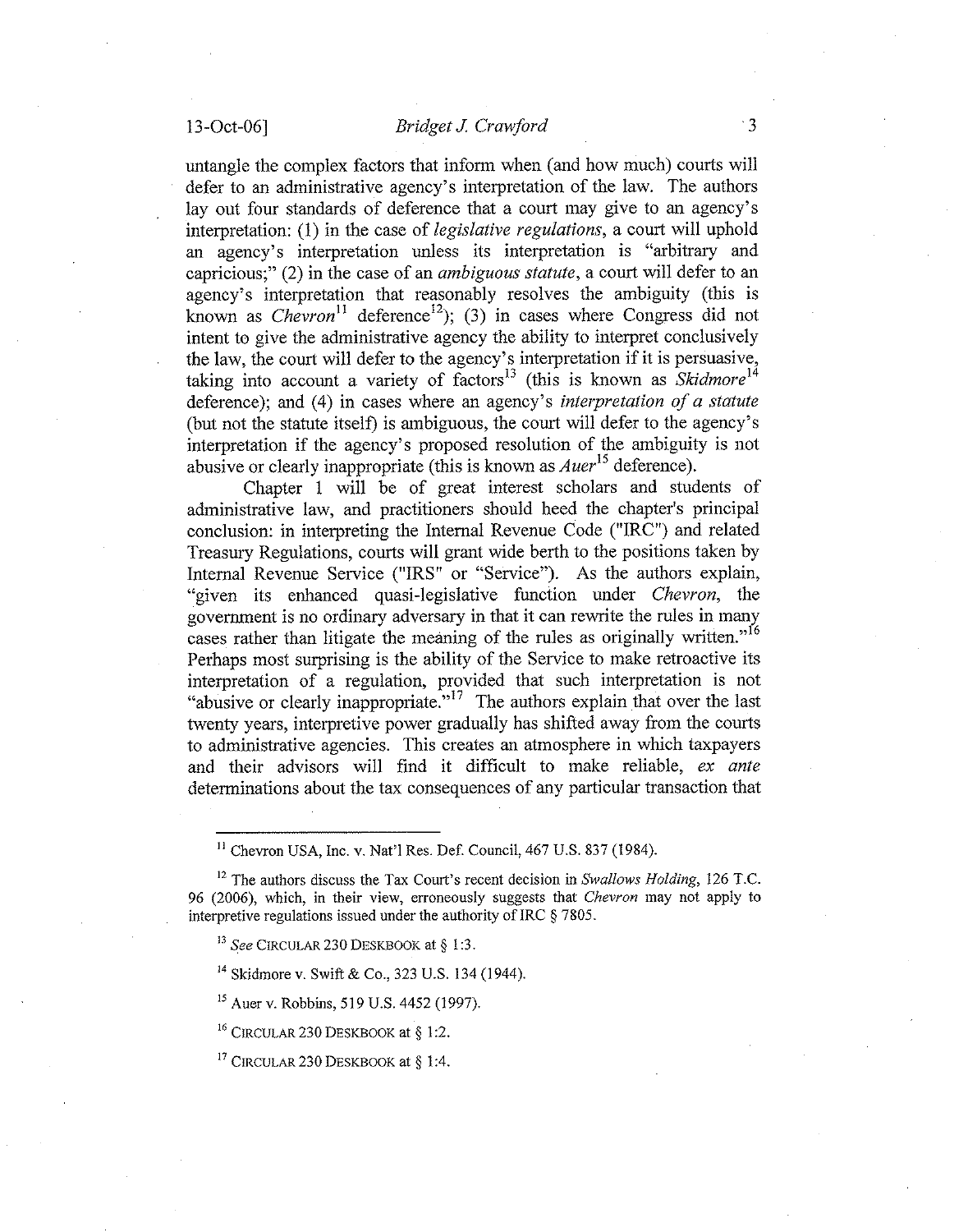untangle the complex factors that inform when (and how much) courts will defer to an administrative agency's interpretation of the law. The authors lay out four standards of deference that a court may give to an agency's interpretation: (1) in the case of *legislative regulations*, a court will uphold an agency's interpretation unless its interpretation is "arbitrary and capricious;" (2) in the case of an *ambiguous statute*, a court will defer to an agency's interpretation that reasonably resolves the ambiguity (this is known as *Chevron*[11] deference[12]); (3) in cases where Congress did not intent to give the administrative agency the ability to interpret conclusively the law, the court will defer to the agency's interpretation if it is persuasive, taking into account a variety of factors[13] (this is known as *Skidmore*[14] deference); and (4) in cases where an agency's *interpretation of a statute* (but not the statute itself) is ambiguous, the court will defer to the agency's interpretation if the agency's proposed resolution of the ambiguity is not abusive or clearly inappropriate (this is known as *Auer*[15] deference).

Chapter 1 will be of great interest scholars and students of administrative law, and practitioners should heed the chapter's principal conclusion: in interpreting the Internal Revenue Code ("IRC") and related Treasury Regulations, courts will grant wide berth to the positions taken by Internal Revenue Service ("IRS" or "Service"). As the authors explain, "given its enhanced quasi-legislative function under *Chevron*, the government is no ordinary adversary in that it can rewrite the rules in many cases rather than litigate the meaning of the rules as originally written."[16] Perhaps most surprising is the ability of the Service to make retroactive its interpretation of a regulation, provided that such interpretation is not "abusive or clearly inappropriate."[17] The authors explain that over the last twenty years, interpretive power gradually has shifted away from the courts to administrative agencies. This creates an atmosphere in which taxpayers and their advisors will find it difficult to make reliable, *ex ante* determinations about the tax consequences of any particular transaction that

---

[11] Chevron USA, Inc. v. Nat'l Res. Def. Council, 467 U.S. 837 (1984).

[12] The authors discuss the Tax Court's recent decision in *Swallows Holding*, 126 T.C. 96 (2006), which, in their view, erroneously suggests that *Chevron* may not apply to interpretive regulations issued under the authority of IRC § 7805.

[13] *See* CIRCULAR 230 DESKBOOK at § 1:3.

[14] Skidmore v. Swift & Co., 323 U.S. 134 (1944).

[15] Auer v. Robbins, 519 U.S. 4452 (1997).

[16] CIRCULAR 230 DESKBOOK at § 1:2.

[17] CIRCULAR 230 DESKBOOK at § 1:4.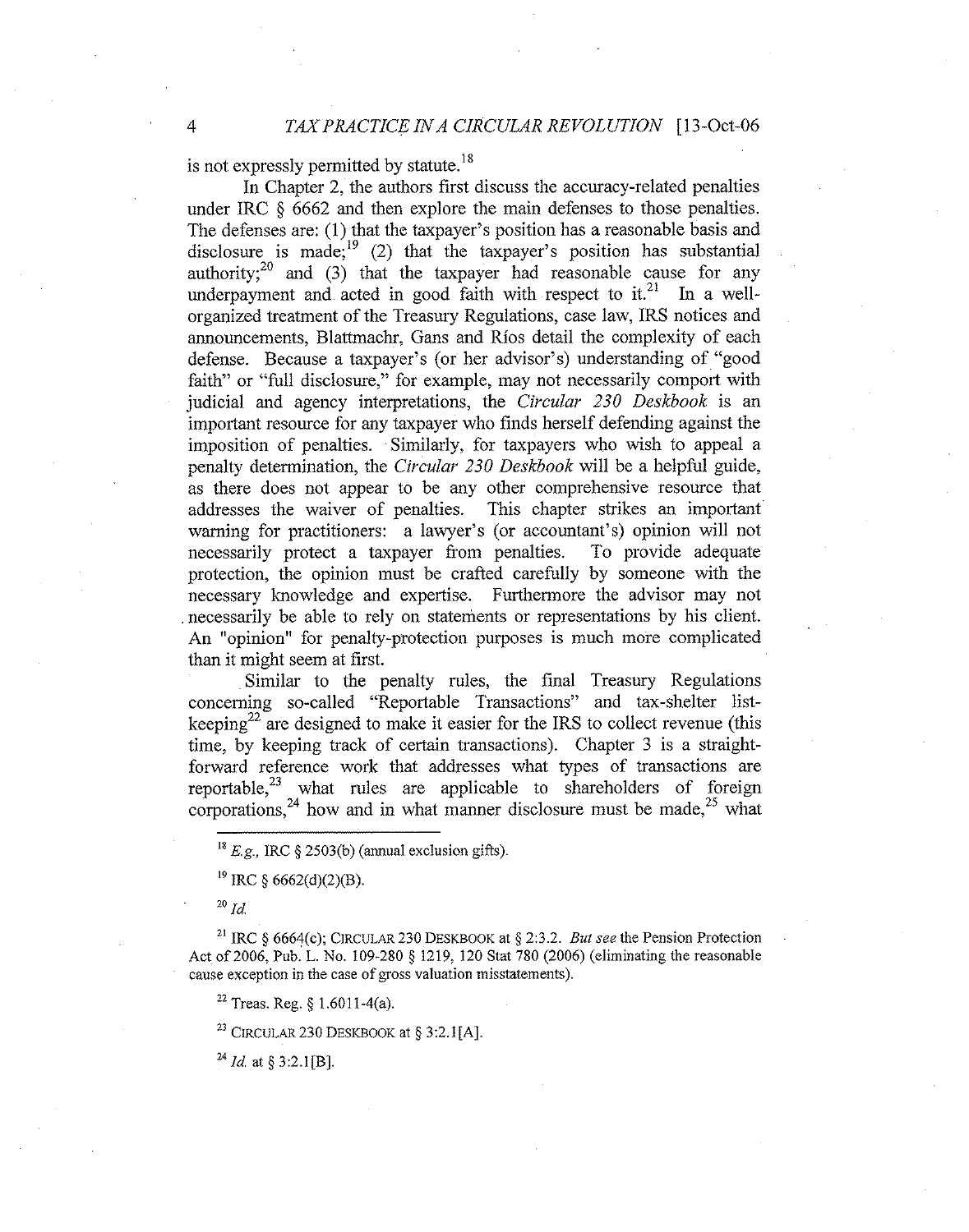is not expressly permitted by statute.[18]

In Chapter 2, the authors first discuss the accuracy-related penalties under IRC § 6662 and then explore the main defenses to those penalties. The defenses are: (1) that the taxpayer's position has a reasonable basis and disclosure is made;[19] (2) that the taxpayer's position has substantial authority;[20] and (3) that the taxpayer had reasonable cause for any underpayment and acted in good faith with respect to it.[21] In a well-organized treatment of the Treasury Regulations, case law, IRS notices and announcements, Blattmachr, Gans and Ríos detail the complexity of each defense. Because a taxpayer's (or her advisor's) understanding of "good faith" or "full disclosure," for example, may not necessarily comport with judicial and agency interpretations, the *Circular 230 Deskbook* is an important resource for any taxpayer who finds herself defending against the imposition of penalties. Similarly, for taxpayers who wish to appeal a penalty determination, the *Circular 230 Deskbook* will be a helpful guide, as there does not appear to be any other comprehensive resource that addresses the waiver of penalties. This chapter strikes an important warning for practitioners: a lawyer's (or accountant's) opinion will not necessarily protect a taxpayer from penalties. To provide adequate protection, the opinion must be crafted carefully by someone with the necessary knowledge and expertise. Furthermore the advisor may not necessarily be able to rely on statements or representations by his client. An "opinion" for penalty-protection purposes is much more complicated than it might seem at first.

Similar to the penalty rules, the final Treasury Regulations concerning so-called "Reportable Transactions" and tax-shelter list-keeping[22] are designed to make it easier for the IRS to collect revenue (this time, by keeping track of certain transactions). Chapter 3 is a straight-forward reference work that addresses what types of transactions are reportable,[23] what rules are applicable to shareholders of foreign corporations,[24] how and in what manner disclosure must be made,[25] what

---

[18] *E.g.*, IRC § 2503(b) (annual exclusion gifts).

[19] IRC § 6662(d)(2)(B).

[20] *Id.*

[21] IRC § 6664(c); CIRCULAR 230 DESKBOOK at § 2:3.2. *But see* the Pension Protection Act of 2006, Pub. L. No. 109-280 § 1219, 120 Stat 780 (2006) (eliminating the reasonable cause exception in the case of gross valuation misstatements).

[22] Treas. Reg. § 1.6011-4(a).

[23] CIRCULAR 230 DESKBOOK at § 3:2.1[A].

[24] *Id.* at § 3:2.1[B].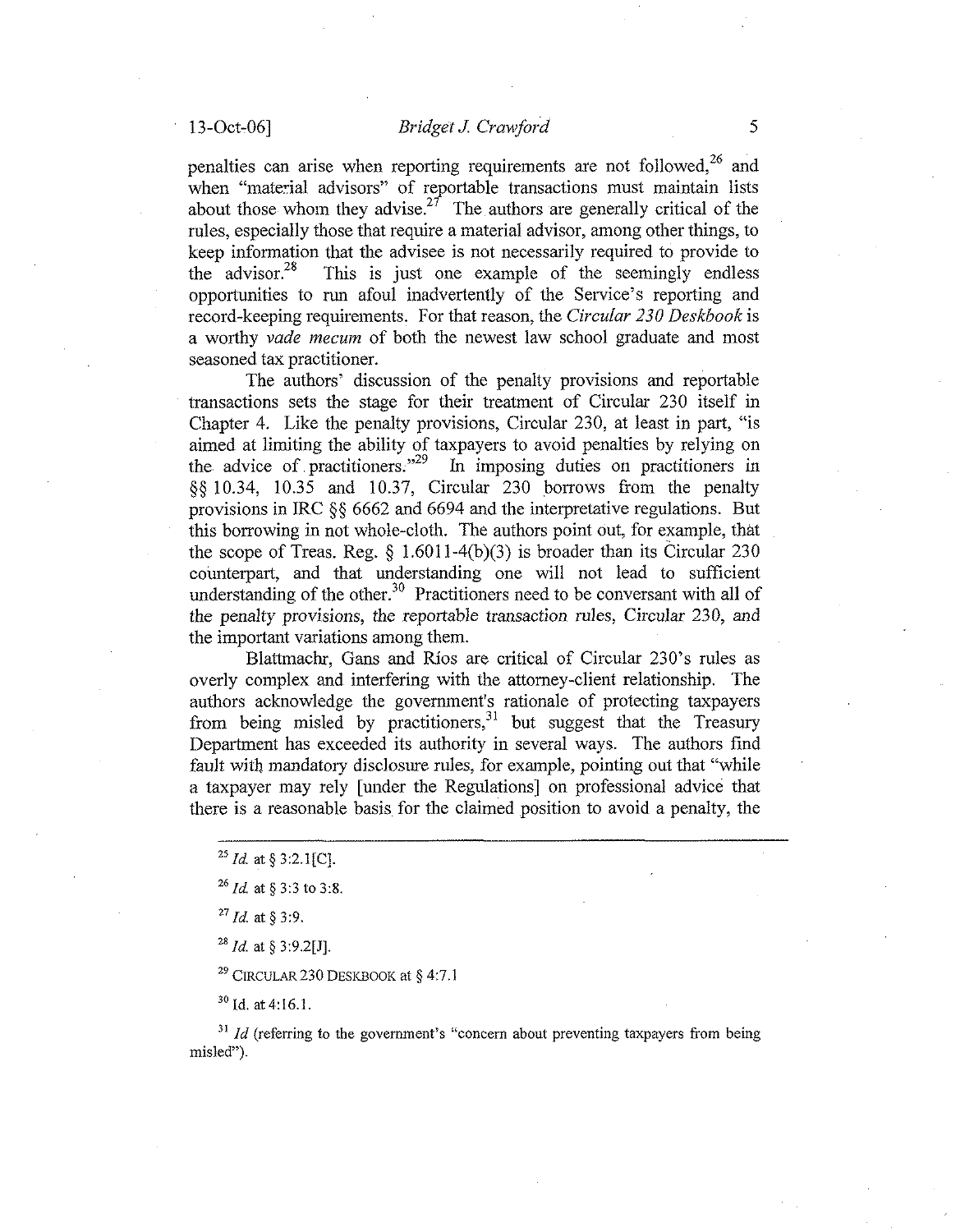penalties can arise when reporting requirements are not followed,[26] and when "material advisors" of reportable transactions must maintain lists about those whom they advise.[27] The authors are generally critical of the rules, especially those that require a material advisor, among other things, to keep information that the advisee is not necessarily required to provide to the advisor.[28] This is just one example of the seemingly endless opportunities to run afoul inadvertently of the Service's reporting and record-keeping requirements. For that reason, the *Circular 230 Deskbook* is a worthy *vade mecum* of both the newest law school graduate and most seasoned tax practitioner.

The authors' discussion of the penalty provisions and reportable transactions sets the stage for their treatment of Circular 230 itself in Chapter 4. Like the penalty provisions, Circular 230, at least in part, "is aimed at limiting the ability of taxpayers to avoid penalties by relying on the advice of practitioners."[29] In imposing duties on practitioners in §§ 10.34, 10.35 and 10.37, Circular 230 borrows from the penalty provisions in IRC §§ 6662 and 6694 and the interpretative regulations. But this borrowing in not whole-cloth. The authors point out, for example, that the scope of Treas. Reg. § 1.6011-4(b)(3) is broader than its Circular 230 counterpart, and that understanding one will not lead to sufficient understanding of the other.[30] Practitioners need to be conversant with all of the penalty provisions, the reportable transaction rules, Circular 230, and the important variations among them.

Blattmachr, Gans and Rios are critical of Circular 230's rules as overly complex and interfering with the attorney-client relationship. The authors acknowledge the government's rationale of protecting taxpayers from being misled by practitioners,[31] but suggest that the Treasury Department has exceeded its authority in several ways. The authors find fault with mandatory disclosure rules, for example, pointing out that "while a taxpayer may rely [under the Regulations] on professional advice that there is a reasonable basis for the claimed position to avoid a penalty, the

---

[25] *Id.* at § 3:2.1[C].

[26] *Id.* at § 3:3 to 3:8.

[27] *Id.* at § 3:9.

[28] *Id.* at § 3:9.2[J].

[29] CIRCULAR 230 DESKBOOK at § 4:7.1

[30] Id. at 4:16.1.

[31] *Id* (referring to the government's "concern about preventing taxpayers from being misled").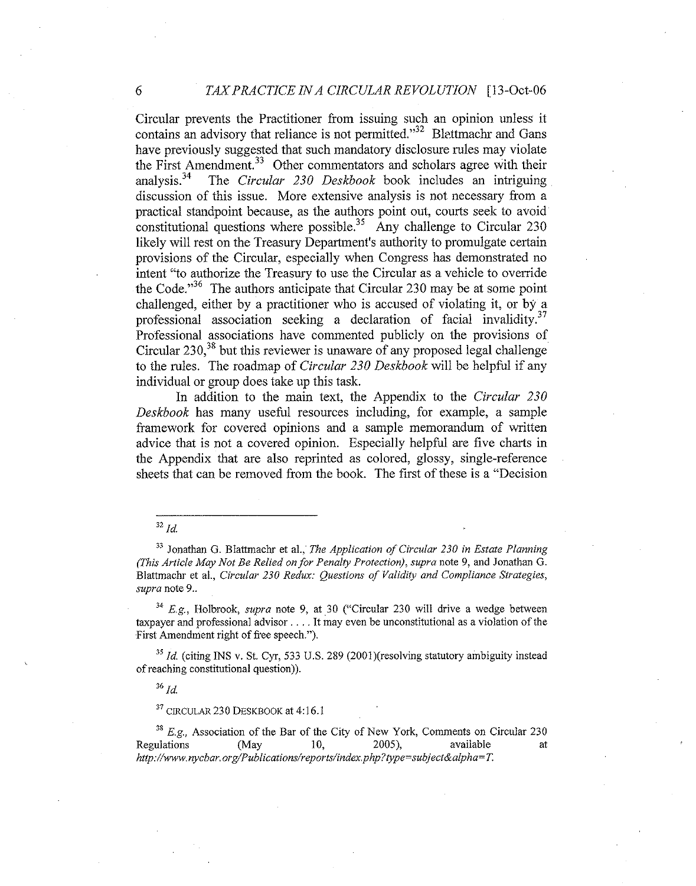Circular prevents the Practitioner from issuing such an opinion unless it contains an advisory that reliance is not permitted."[32] Blattmachr and Gans have previously suggested that such mandatory disclosure rules may violate the First Amendment.[33] Other commentators and scholars agree with their analysis.[34] The *Circular 230 Deskbook* book includes an intriguing discussion of this issue. More extensive analysis is not necessary from a practical standpoint because, as the authors point out, courts seek to avoid constitutional questions where possible.[35] Any challenge to Circular 230 likely will rest on the Treasury Department's authority to promulgate certain provisions of the Circular, especially when Congress has demonstrated no intent "to authorize the Treasury to use the Circular as a vehicle to override the Code."[36] The authors anticipate that Circular 230 may be at some point challenged, either by a practitioner who is accused of violating it, or by a professional association seeking a declaration of facial invalidity.[37] Professional associations have commented publicly on the provisions of Circular 230,[38] but this reviewer is unaware of any proposed legal challenge to the rules. The roadmap of *Circular 230 Deskbook* will be helpful if any individual or group does take up this task.

In addition to the main text, the Appendix to the *Circular 230 Deskbook* has many useful resources including, for example, a sample framework for covered opinions and a sample memorandum of written advice that is not a covered opinion. Especially helpful are five charts in the Appendix that are also reprinted as colored, glossy, single-reference sheets that can be removed from the book. The first of these is a "Decision

---

[32] *Id.*

[33] Jonathan G. Blattmachr et al., *The Application of Circular 230 in Estate Planning (This Article May Not Be Relied on for Penalty Protection)*, *supra* note 9, and Jonathan G. Blattmachr et al., *Circular 230 Redux: Questions of Validity and Compliance Strategies*, *supra* note 9..

[34] *E.g.*, Holbrook, *supra* note 9, at 30 ("Circular 230 will drive a wedge between taxpayer and professional advisor . . . . It may even be unconstitutional as a violation of the First Amendment right of free speech.").

[35] *Id.* (citing INS v. St. Cyr, 533 U.S. 289 (2001)(resolving statutory ambiguity instead of reaching constitutional question)).

[36] *Id.*

[37] CIRCULAR 230 DESKBOOK at 4:16.1

[38] *E.g.*, Association of the Bar of the City of New York, Comments on Circular 230 Regulations (May 10, 2005), available at *http://www.nycbar.org/Publications/reports/index.php?type=subject&alpha=T.*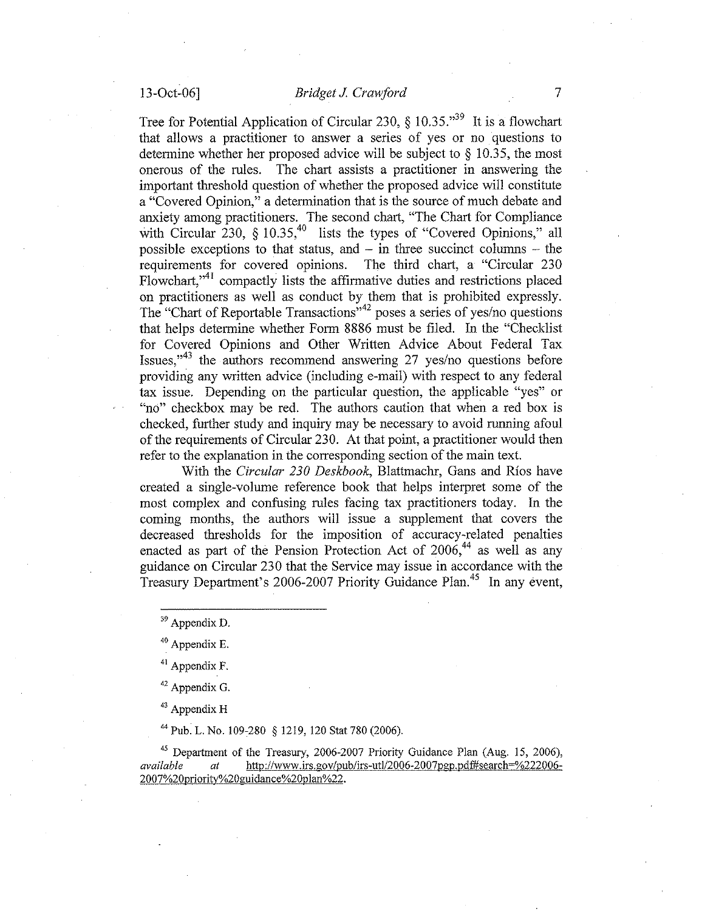Tree for Potential Application of Circular 230, § 10.35."[39] It is a flowchart that allows a practitioner to answer a series of yes or no questions to determine whether her proposed advice will be subject to § 10.35, the most onerous of the rules. The chart assists a practitioner in answering the important threshold question of whether the proposed advice will constitute a "Covered Opinion," a determination that is the source of much debate and anxiety among practitioners. The second chart, "The Chart for Compliance with Circular 230, § 10.35,[40] lists the types of "Covered Opinions," all possible exceptions to that status, and – in three succinct columns – the requirements for covered opinions. The third chart, a "Circular 230 Flowchart,"[41] compactly lists the affirmative duties and restrictions placed on practitioners as well as conduct by them that is prohibited expressly. The "Chart of Reportable Transactions"[42] poses a series of yes/no questions that helps determine whether Form 8886 must be filed. In the "Checklist for Covered Opinions and Other Written Advice About Federal Tax Issues,"[43] the authors recommend answering 27 yes/no questions before providing any written advice (including e-mail) with respect to any federal tax issue. Depending on the particular question, the applicable "yes" or "no" checkbox may be red. The authors caution that when a red box is checked, further study and inquiry may be necessary to avoid running afoul of the requirements of Circular 230. At that point, a practitioner would then refer to the explanation in the corresponding section of the main text.

With the *Circular 230 Deskbook*, Blattmachr, Gans and Ríos have created a single-volume reference book that helps interpret some of the most complex and confusing rules facing tax practitioners today. In the coming months, the authors will issue a supplement that covers the decreased thresholds for the imposition of accuracy-related penalties enacted as part of the Pension Protection Act of 2006,[44] as well as any guidance on Circular 230 that the Service may issue in accordance with the Treasury Department's 2006-2007 Priority Guidance Plan.[45] In any event,

---

[39] Appendix D.

[40] Appendix E.

[41] Appendix F.

[42] Appendix G.

[43] Appendix H

[44] Pub. L. No. 109-280 § 1219, 120 Stat 780 (2006).

[45] Department of the Treasury, 2006-2007 Priority Guidance Plan (Aug. 15, 2006), *available at* http://www.irs.gov/pub/irs-utl/2006-2007pgp.pdf#search=%222006-2007%20priority%20guidance%20plan%22.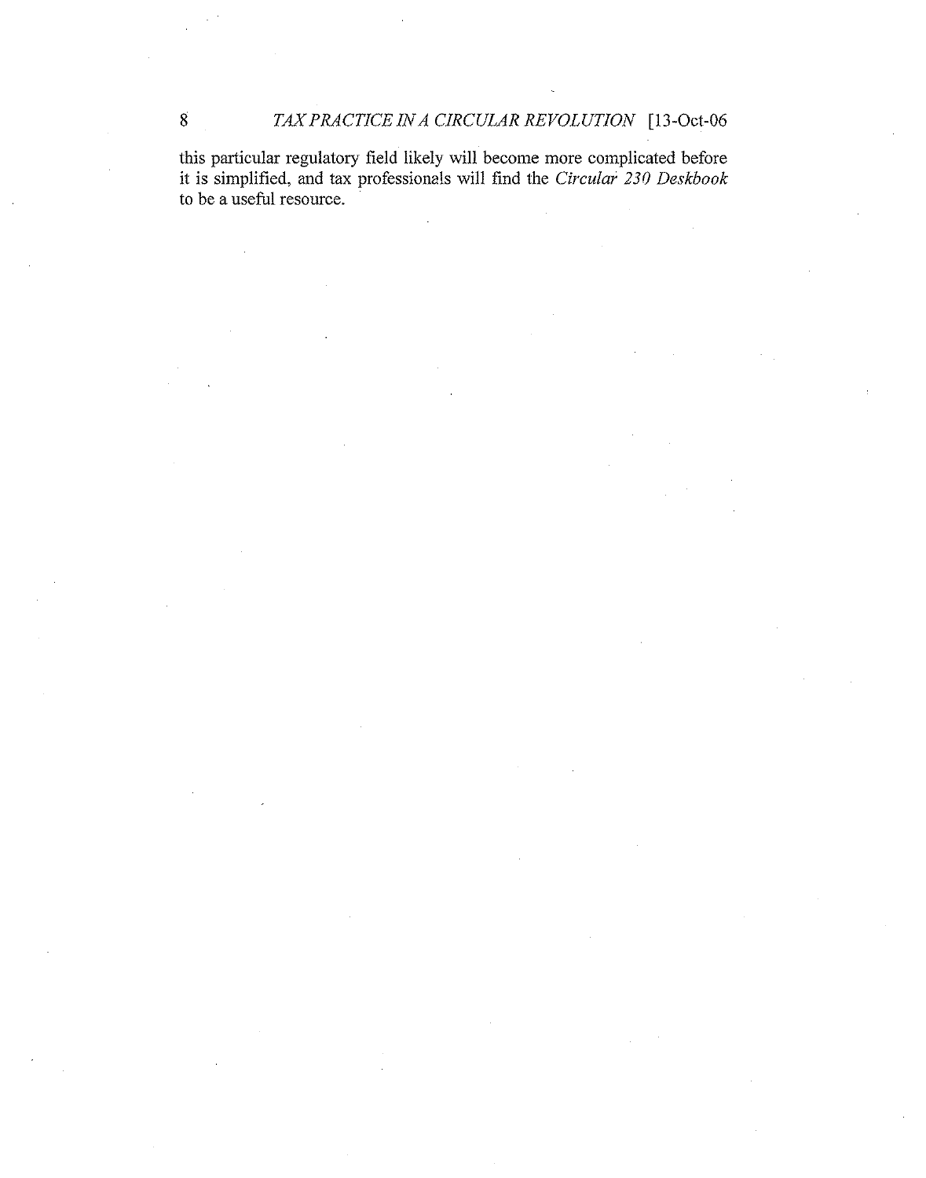this particular regulatory field likely will become more complicated before it is simplified, and tax professionals will find the *Circular 230 Deskbook* to be a useful resource.